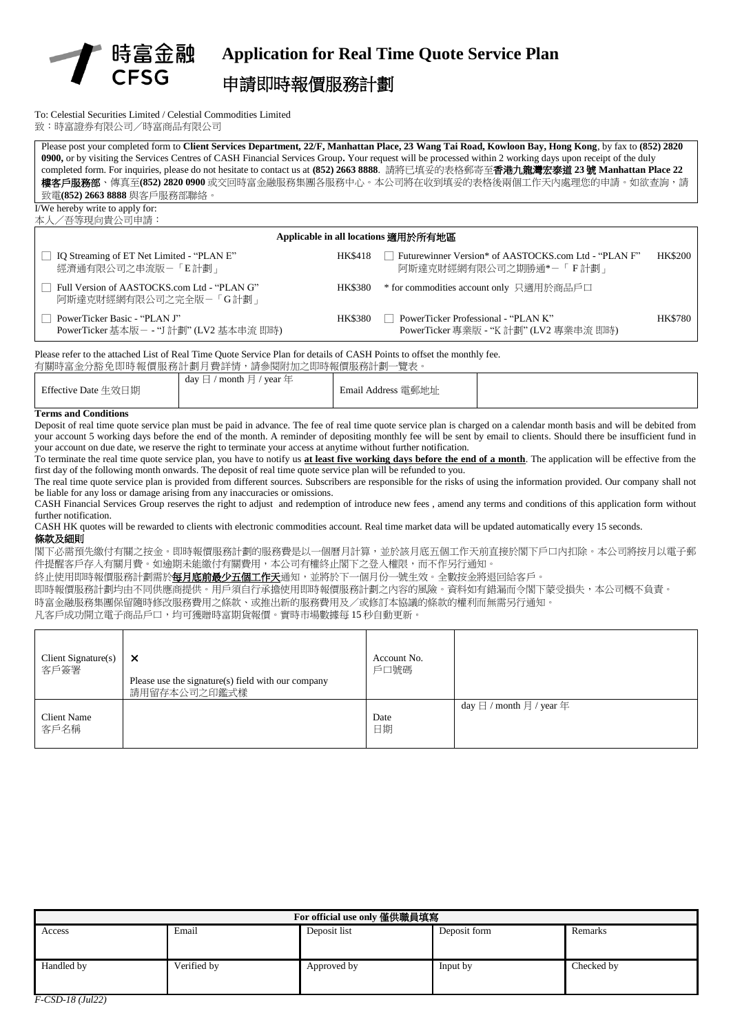時富金融 CFSG

# Application for Real Time Quote Service Plan

# 申請即時報價服務計劃

To: Celestial Securities Limited / Celestial Commodities Limited
致：時富證券有限公司／時富商品有限公司

Please post your completed form to **Client Services Department, 22/F, Manhattan Place, 23 Wang Tai Road, Kowloon Bay, Hong Kong**, by fax to **(852) 2820 0900,** or by visiting the Services Centres of CASH Financial Services Group**.** Your request will be processed within 2 working days upon receipt of the duly completed form. For inquiries, please do not hesitate to contact us at **(852) 2663 8888**. 請將已填妥的表格郵寄至**香港九龍灣宏泰道 23 號 Manhattan Place 22 樓客戶服務部**、傳真至**(852) 2820 0900** 或交回時富金融服務集團各服務中心。本公司將在收到填妥的表格後兩個工作天內處理您的申請。如欲查詢，請致電**(852) 2663 8888** 與客戶服務部聯絡。

I/We hereby write to apply for:
本人／吾等現向貴公司申請：

| Applicable in all locations 適用於所有地區 | | | |
|---|---|---|---|
| ☐ IQ Streaming of ET Net Limited - "PLAN E" 經濟通有限公司之串流版－「E 計劃」 | HK$418 | ☐ Futurewinner Version* of AASTOCKS.com Ltd - "PLAN F" 阿斯達克財經網有限公司之期勝通*－「 F 計劃」 | HK$200 |
| ☐ Full Version of AASTOCKS.com Ltd - "PLAN G" 阿斯達克財經網有限公司之完全版－「G 計劃」 | HK$380 | * for commodities account only 只適用於商品戶口 | |
| ☐ PowerTicker Basic - "PLAN J" PowerTicker 基本版－ - "J 計劃" (LV2 基本串流 即時) | HK$380 | ☐ PowerTicker Professional - "PLAN K" PowerTicker 專業版 - "K 計劃" (LV2 專業串流 即時) | HK$780 |

Please refer to the attached List of Real Time Quote Service Plan for details of CASH Points to offset the monthly fee.
有關時富金分豁免即時報價服務計劃月費詳情，請參閱附加之即時報價服務計劃一覽表。

| | | | |
|---|---|---|---|
| Effective Date 生效日期 | day 日 / month 月 / year 年 | Email Address 電郵地址 | |

**Terms and Conditions**

Deposit of real time quote service plan must be paid in advance. The fee of real time quote service plan is charged on a calendar month basis and will be debited from your account 5 working days before the end of the month. A reminder of depositing monthly fee will be sent by email to clients. Should there be insufficient fund in your account on due date, we reserve the right to terminate your access at anytime without further notification.

To terminate the real time quote service plan, you have to notify us **at least five working days before the end of a month**. The application will be effective from the first day of the following month onwards. The deposit of real time quote service plan will be refunded to you.

The real time quote service plan is provided from different sources. Subscribers are responsible for the risks of using the information provided. Our company shall not be liable for any loss or damage arising from any inaccuracies or omissions.

CASH Financial Services Group reserves the right to adjust and redemption of introduce new fees , amend any terms and conditions of this application form without further notification.

CASH HK quotes will be rewarded to clients with electronic commodities account. Real time market data will be updated automatically every 15 seconds.

**條款及細則**

閣下必需預先繳付有關之按金。即時報價服務計劃的服務費是以一個曆月計算，並於該月底五個工作天前直接於閣下戶口內扣除。本公司將按月以電子郵件提醒客戶存入有關月費。如逾期未能繳付有關費用，本公司有權終止閣下之登入權限，而不作另行通知。

終止使用即時報價服務計劃需於**每月底前最少五個工作天**通知，並將於下一個月份一號生效。全數按金將退回給客戶。

即時報價服務計劃均由不同供應商提供。用戶須自行承擔使用即時報價服務計劃之內容的風險。資料如有錯漏而令閣下蒙受損失，本公司概不負責。

時富金融服務集團保留隨時修改服務費用之條款、或推出新的服務費用及／或修訂本協議的條款的權利而無需另行通知。

凡客戶成功開立電子商品戶口，均可獲贈時富期貨報價。實時市場數據每 15 秒自動更新。

| | | | |
|---|---|---|---|
| Client Signature(s) 客戶簽署 | ✕ Please use the signature(s) field with our company 請用留存本公司之印鑑式樣 | Account No. 戶口號碼 | |
| Client Name 客戶名稱 | | Date 日期 | day 日 / month 月 / year 年 |

| For official use only 僅供職員填寫 | | | | |
|---|---|---|---|---|
| Access | Email | Deposit list | Deposit form | Remarks |
| | | | | |
| Handled by | Verified by | Approved by | Input by | Checked by |
| | | | | |

*F-CSD-18 (Jul22)*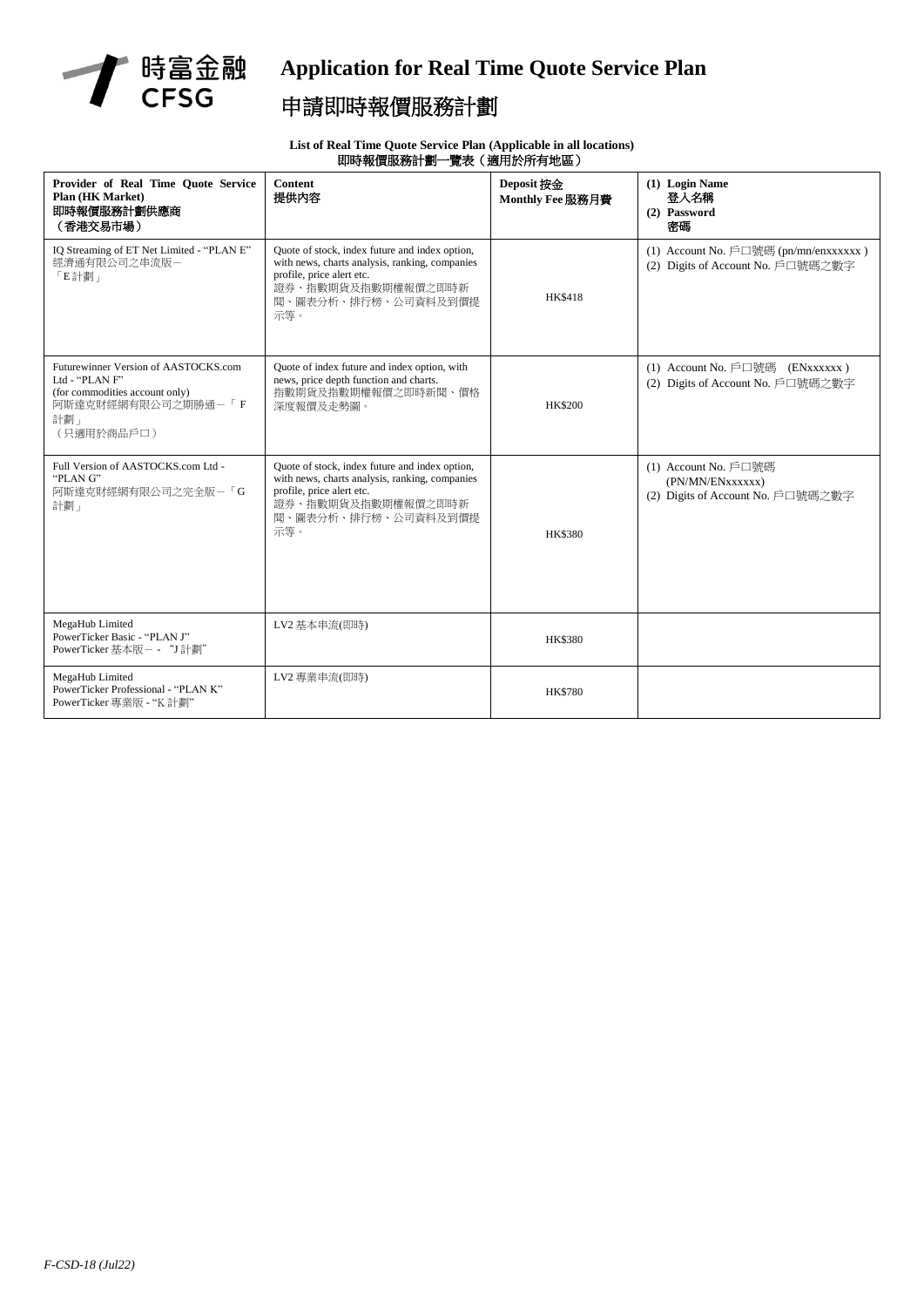時富金融
CFSG

# Application for Real Time Quote Service Plan

# 申請即時報價服務計劃

**List of Real Time Quote Service Plan (Applicable in all locations)**
**即時報價服務計劃一覽表（適用於所有地區）**

| **Provider of Real Time Quote Service Plan (HK Market)** **即時報價服務計劃供應商（香港交易市場）** | **Content** **提供內容** | **Deposit 按金** **Monthly Fee 服務月費** | **(1) Login Name 登入名稱** **(2) Password 密碼** |
|---|---|---|---|
| IQ Streaming of ET Net Limited - "PLAN E" 經濟通有限公司之串流版－「E 計劃」 | Quote of stock, index future and index option, with news, charts analysis, ranking, companies profile, price alert etc. 證券、指數期貨及指數期權報價之即時新聞、圖表分析、排行榜、公司資料及到價提示等。 | HK$418 | (1) Account No. 戶口號碼 (pn/mn/enxxxxxx) (2) Digits of Account No. 戶口號碼之數字 |
| Futurewinner Version of AASTOCKS.com Ltd - "PLAN F" (for commodities account only) 阿斯達克財經網有限公司之期勝通－「F 計劃」（只適用於商品戶口） | Quote of index future and index option, with news, price depth function and charts. 指數期貨及指數期權報價之即時新聞、價格深度報價及走勢圖。 | HK$200 | (1) Account No. 戶口號碼 (ENxxxxxx) (2) Digits of Account No. 戶口號碼之數字 |
| Full Version of AASTOCKS.com Ltd - "PLAN G" 阿斯達克財經網有限公司之完全版－「G 計劃」 | Quote of stock, index future and index option, with news, charts analysis, ranking, companies profile, price alert etc. 證券、指數期貨及指數期權報價之即時新聞、圖表分析、排行榜、公司資料及到價提示等。 | HK$380 | (1) Account No. 戶口號碼 (PN/MN/ENxxxxxx) (2) Digits of Account No. 戶口號碼之數字 |
| MegaHub Limited PowerTicker Basic - "PLAN J" PowerTicker 基本版－ - "J 計劃" | LV2 基本串流(即時) | HK$380 | |
| MegaHub Limited PowerTicker Professional - "PLAN K" PowerTicker 專業版 - "K 計劃" | LV2 專業串流(即時) | HK$780 | |

*F-CSD-18 (Jul22)*